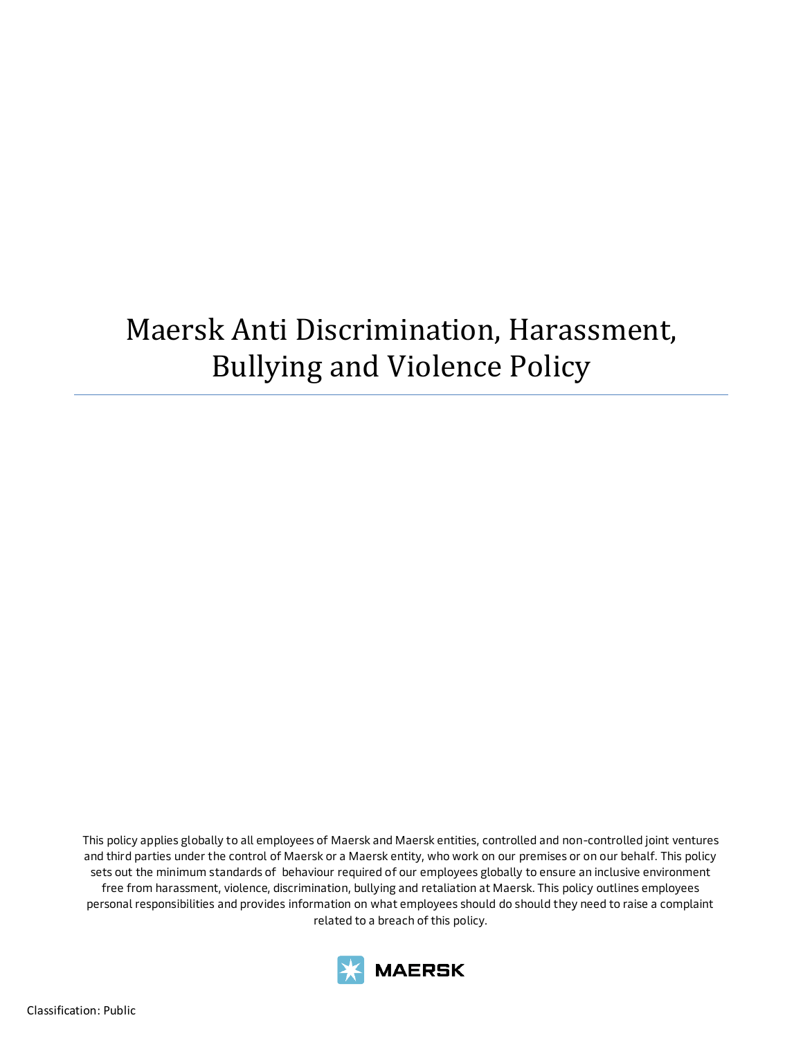# Maersk Anti Discrimination, Harassment, Bullying and Violence Policy

This policy applies globally to all employees of Maersk and Maersk entities, controlled and non-controlled joint ventures and third parties under the control of Maersk or a Maersk entity, who work on our premises or on our behalf. This policy sets out the minimum standards of behaviour required of our employees globally to ensure an inclusive environment free from harassment, violence, discrimination, bullying and retaliation at Maersk. This policy outlines employees personal responsibilities and provides information on what employees should do should they need to raise a complaint related to a breach of this policy.

MAERSK

Classification: Public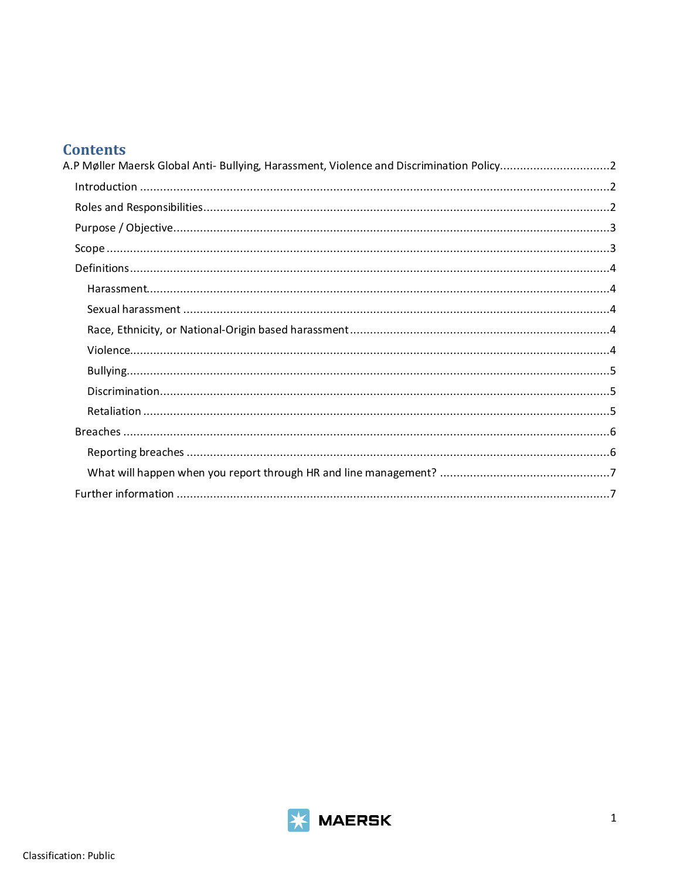# Contents

A.P Møller Maersk Global Anti- Bullying, Harassment, Violence and Discrimination Policy....................................2

- Introduction ....................................................................................................................2
- Roles and Responsibilities..................................................................................................2
- Purpose / Objective...........................................................................................................3
- Scope ..............................................................................................................................3
- Definitions........................................................................................................................4
  - Harassment..................................................................................................................4
  - Sexual harassment ........................................................................................................4
  - Race, Ethnicity, or National-Origin based harassment ......................................................4
  - Violence.......................................................................................................................4
  - Bullying.......................................................................................................................5
  - Discrimination..............................................................................................................5
  - Retaliation ..................................................................................................................5
- Breaches ..........................................................................................................................6
  - Reporting breaches ........................................................................................................6
  - What will happen when you report through HR and line management? ..............................7
- Further information ...........................................................................................................7

Classification: Public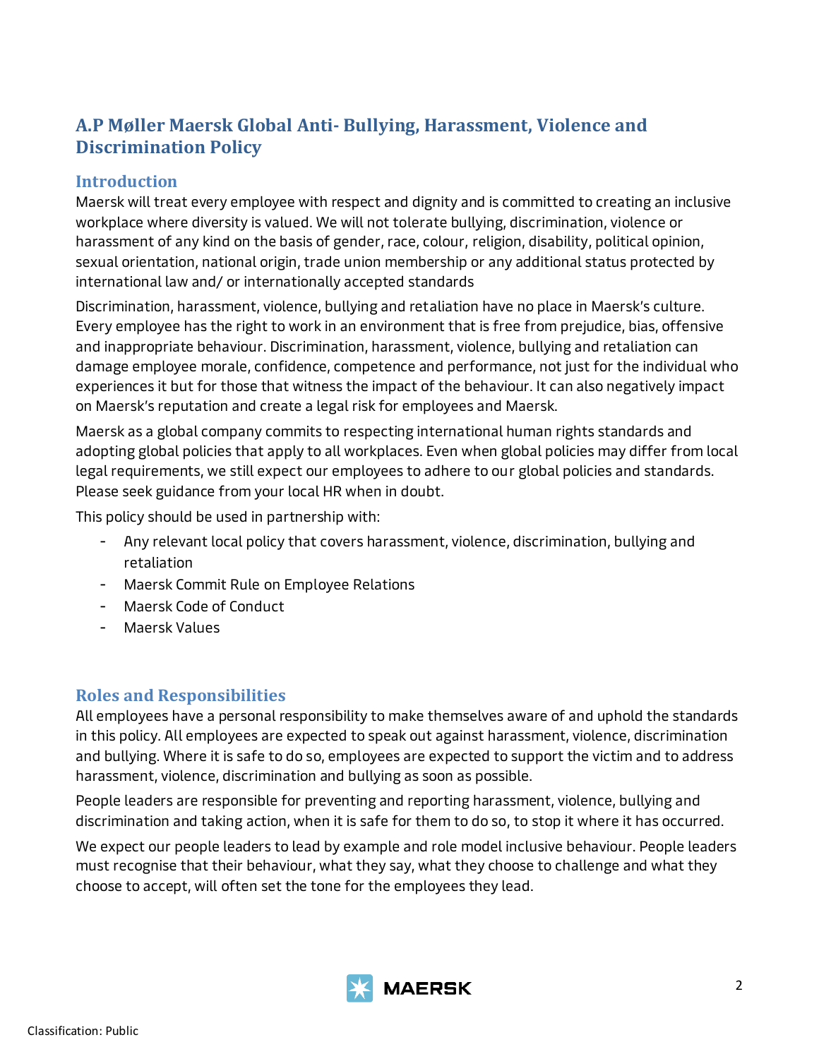# A.P Møller Maersk Global Anti- Bullying, Harassment, Violence and Discrimination Policy

## Introduction

Maersk will treat every employee with respect and dignity and is committed to creating an inclusive workplace where diversity is valued. We will not tolerate bullying, discrimination, violence or harassment of any kind on the basis of gender, race, colour, religion, disability, political opinion, sexual orientation, national origin, trade union membership or any additional status protected by international law and/ or internationally accepted standards

Discrimination, harassment, violence, bullying and retaliation have no place in Maersk's culture. Every employee has the right to work in an environment that is free from prejudice, bias, offensive and inappropriate behaviour. Discrimination, harassment, violence, bullying and retaliation can damage employee morale, confidence, competence and performance, not just for the individual who experiences it but for those that witness the impact of the behaviour. It can also negatively impact on Maersk's reputation and create a legal risk for employees and Maersk.

Maersk as a global company commits to respecting international human rights standards and adopting global policies that apply to all workplaces. Even when global policies may differ from local legal requirements, we still expect our employees to adhere to our global policies and standards. Please seek guidance from your local HR when in doubt.

This policy should be used in partnership with:

- Any relevant local policy that covers harassment, violence, discrimination, bullying and retaliation
- Maersk Commit Rule on Employee Relations
- Maersk Code of Conduct
- Maersk Values

## Roles and Responsibilities

All employees have a personal responsibility to make themselves aware of and uphold the standards in this policy. All employees are expected to speak out against harassment, violence, discrimination and bullying. Where it is safe to do so, employees are expected to support the victim and to address harassment, violence, discrimination and bullying as soon as possible.

People leaders are responsible for preventing and reporting harassment, violence, bullying and discrimination and taking action, when it is safe for them to do so, to stop it where it has occurred.

We expect our people leaders to lead by example and role model inclusive behaviour. People leaders must recognise that their behaviour, what they say, what they choose to challenge and what they choose to accept, will often set the tone for the employees they lead.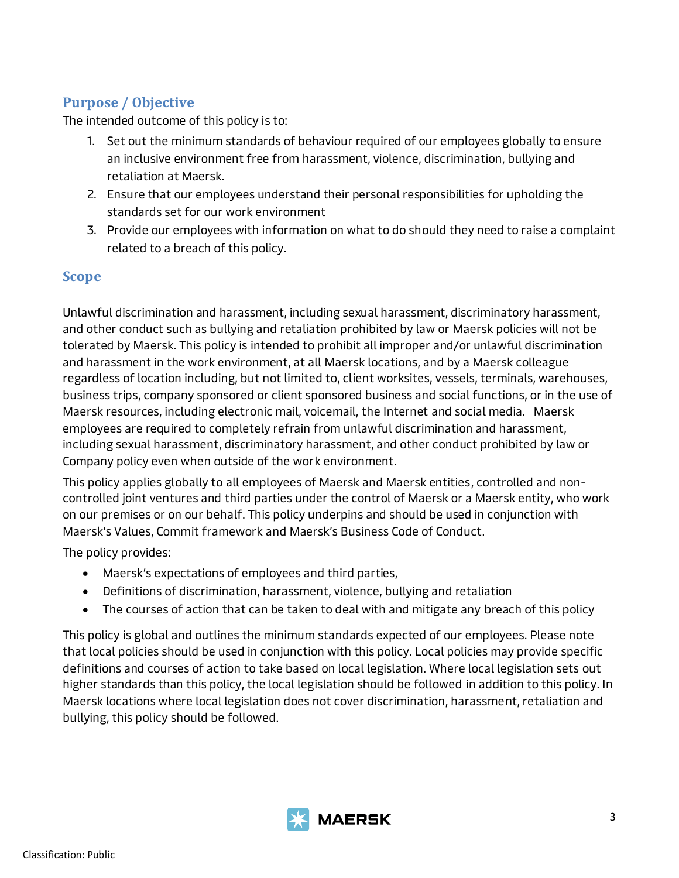## Purpose / Objective

The intended outcome of this policy is to:

1. Set out the minimum standards of behaviour required of our employees globally to ensure an inclusive environment free from harassment, violence, discrimination, bullying and retaliation at Maersk.
2. Ensure that our employees understand their personal responsibilities for upholding the standards set for our work environment
3. Provide our employees with information on what to do should they need to raise a complaint related to a breach of this policy.

## Scope

Unlawful discrimination and harassment, including sexual harassment, discriminatory harassment, and other conduct such as bullying and retaliation prohibited by law or Maersk policies will not be tolerated by Maersk. This policy is intended to prohibit all improper and/or unlawful discrimination and harassment in the work environment, at all Maersk locations, and by a Maersk colleague regardless of location including, but not limited to, client worksites, vessels, terminals, warehouses, business trips, company sponsored or client sponsored business and social functions, or in the use of Maersk resources, including electronic mail, voicemail, the Internet and social media. Maersk employees are required to completely refrain from unlawful discrimination and harassment, including sexual harassment, discriminatory harassment, and other conduct prohibited by law or Company policy even when outside of the work environment.

This policy applies globally to all employees of Maersk and Maersk entities, controlled and non-controlled joint ventures and third parties under the control of Maersk or a Maersk entity, who work on our premises or on our behalf. This policy underpins and should be used in conjunction with Maersk's Values, Commit framework and Maersk's Business Code of Conduct.

The policy provides:

- Maersk's expectations of employees and third parties,
- Definitions of discrimination, harassment, violence, bullying and retaliation
- The courses of action that can be taken to deal with and mitigate any breach of this policy

This policy is global and outlines the minimum standards expected of our employees. Please note that local policies should be used in conjunction with this policy. Local policies may provide specific definitions and courses of action to take based on local legislation. Where local legislation sets out higher standards than this policy, the local legislation should be followed in addition to this policy. In Maersk locations where local legislation does not cover discrimination, harassment, retaliation and bullying, this policy should be followed.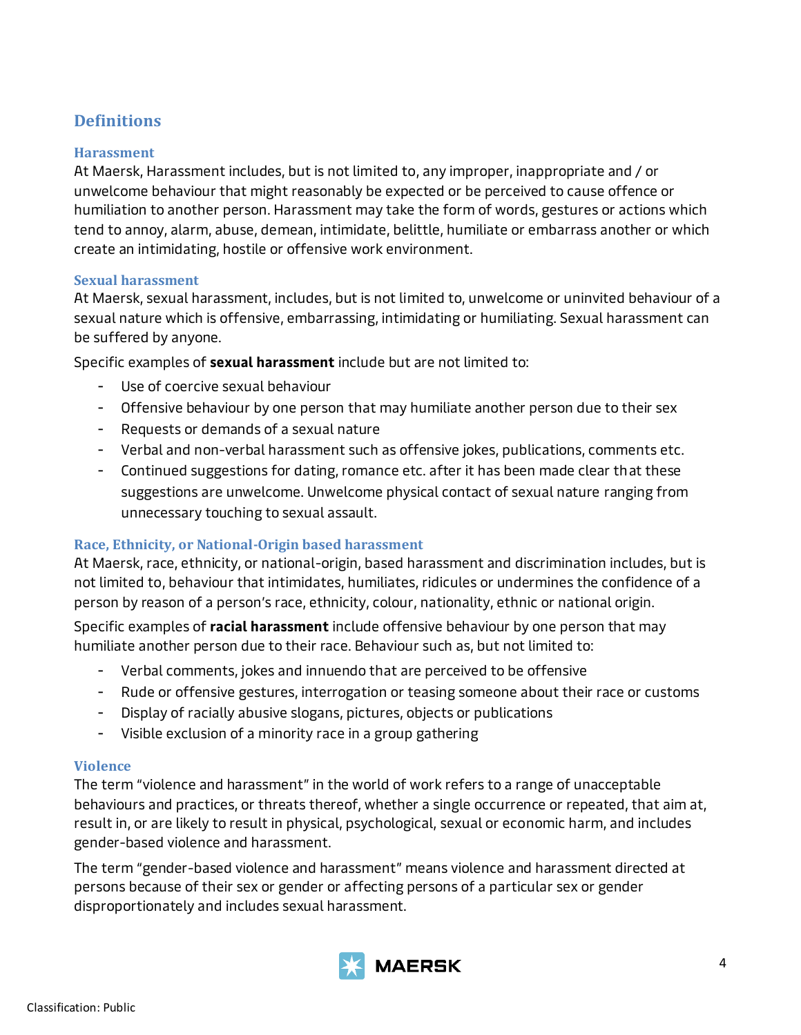## Definitions

### Harassment

At Maersk, Harassment includes, but is not limited to, any improper, inappropriate and / or unwelcome behaviour that might reasonably be expected or be perceived to cause offence or humiliation to another person. Harassment may take the form of words, gestures or actions which tend to annoy, alarm, abuse, demean, intimidate, belittle, humiliate or embarrass another or which create an intimidating, hostile or offensive work environment.

### Sexual harassment

At Maersk, sexual harassment, includes, but is not limited to, unwelcome or uninvited behaviour of a sexual nature which is offensive, embarrassing, intimidating or humiliating. Sexual harassment can be suffered by anyone.

Specific examples of **sexual harassment** include but are not limited to:

- Use of coercive sexual behaviour
- Offensive behaviour by one person that may humiliate another person due to their sex
- Requests or demands of a sexual nature
- Verbal and non-verbal harassment such as offensive jokes, publications, comments etc.
- Continued suggestions for dating, romance etc. after it has been made clear that these suggestions are unwelcome. Unwelcome physical contact of sexual nature ranging from unnecessary touching to sexual assault.

### Race, Ethnicity, or National-Origin based harassment

At Maersk, race, ethnicity, or national-origin, based harassment and discrimination includes, but is not limited to, behaviour that intimidates, humiliates, ridicules or undermines the confidence of a person by reason of a person's race, ethnicity, colour, nationality, ethnic or national origin.

Specific examples of **racial harassment** include offensive behaviour by one person that may humiliate another person due to their race. Behaviour such as, but not limited to:

- Verbal comments, jokes and innuendo that are perceived to be offensive
- Rude or offensive gestures, interrogation or teasing someone about their race or customs
- Display of racially abusive slogans, pictures, objects or publications
- Visible exclusion of a minority race in a group gathering

### Violence

The term "violence and harassment" in the world of work refers to a range of unacceptable behaviours and practices, or threats thereof, whether a single occurrence or repeated, that aim at, result in, or are likely to result in physical, psychological, sexual or economic harm, and includes gender-based violence and harassment.

The term "gender-based violence and harassment" means violence and harassment directed at persons because of their sex or gender or affecting persons of a particular sex or gender disproportionately and includes sexual harassment.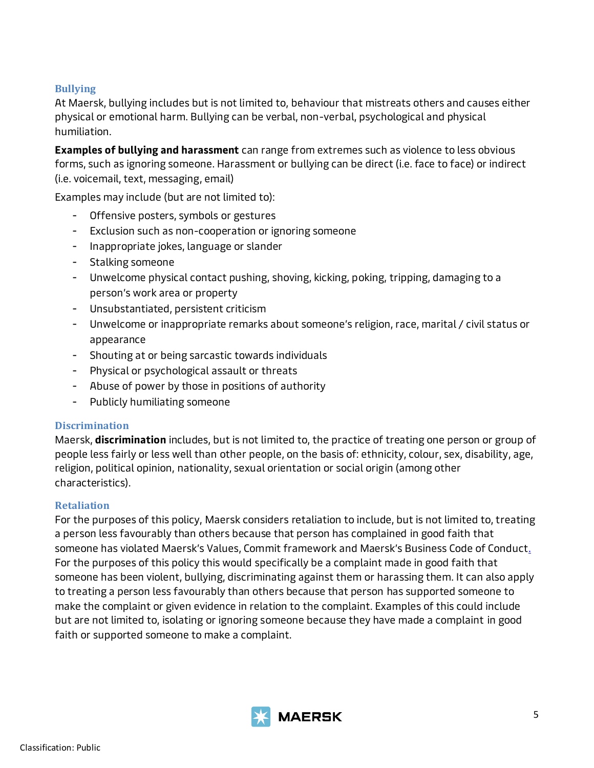### Bullying

At Maersk, bullying includes but is not limited to, behaviour that mistreats others and causes either physical or emotional harm. Bullying can be verbal, non-verbal, psychological and physical humiliation.

**Examples of bullying and harassment** can range from extremes such as violence to less obvious forms, such as ignoring someone. Harassment or bullying can be direct (i.e. face to face) or indirect (i.e. voicemail, text, messaging, email)

Examples may include (but are not limited to):

- Offensive posters, symbols or gestures
- Exclusion such as non-cooperation or ignoring someone
- Inappropriate jokes, language or slander
- Stalking someone
- Unwelcome physical contact pushing, shoving, kicking, poking, tripping, damaging to a person's work area or property
- Unsubstantiated, persistent criticism
- Unwelcome or inappropriate remarks about someone's religion, race, marital / civil status or appearance
- Shouting at or being sarcastic towards individuals
- Physical or psychological assault or threats
- Abuse of power by those in positions of authority
- Publicly humiliating someone

### Discrimination

Maersk, **discrimination** includes, but is not limited to, the practice of treating one person or group of people less fairly or less well than other people, on the basis of: ethnicity, colour, sex, disability, age, religion, political opinion, nationality, sexual orientation or social origin (among other characteristics).

### Retaliation

For the purposes of this policy, Maersk considers retaliation to include, but is not limited to, treating a person less favourably than others because that person has complained in good faith that someone has violated Maersk's Values, Commit framework and Maersk's Business Code of Conduct. For the purposes of this policy this would specifically be a complaint made in good faith that someone has been violent, bullying, discriminating against them or harassing them. It can also apply to treating a person less favourably than others because that person has supported someone to make the complaint or given evidence in relation to the complaint. Examples of this could include but are not limited to, isolating or ignoring someone because they have made a complaint in good faith or supported someone to make a complaint.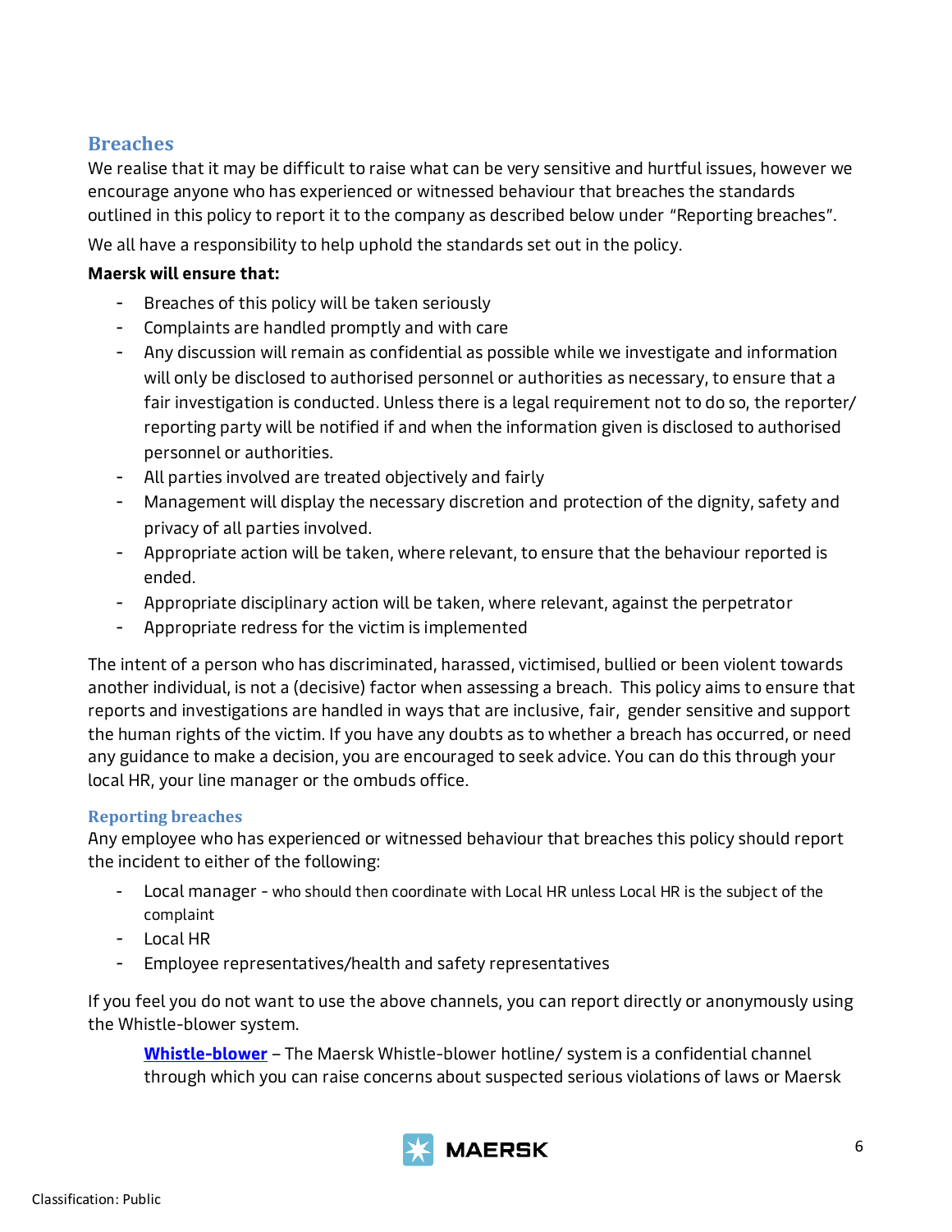## Breaches

We realise that it may be difficult to raise what can be very sensitive and hurtful issues, however we encourage anyone who has experienced or witnessed behaviour that breaches the standards outlined in this policy to report it to the company as described below under "Reporting breaches".

We all have a responsibility to help uphold the standards set out in the policy.

**Maersk will ensure that:**

- Breaches of this policy will be taken seriously
- Complaints are handled promptly and with care
- Any discussion will remain as confidential as possible while we investigate and information will only be disclosed to authorised personnel or authorities as necessary, to ensure that a fair investigation is conducted. Unless there is a legal requirement not to do so, the reporter/ reporting party will be notified if and when the information given is disclosed to authorised personnel or authorities.
- All parties involved are treated objectively and fairly
- Management will display the necessary discretion and protection of the dignity, safety and privacy of all parties involved.
- Appropriate action will be taken, where relevant, to ensure that the behaviour reported is ended.
- Appropriate disciplinary action will be taken, where relevant, against the perpetrator
- Appropriate redress for the victim is implemented

The intent of a person who has discriminated, harassed, victimised, bullied or been violent towards another individual, is not a (decisive) factor when assessing a breach. This policy aims to ensure that reports and investigations are handled in ways that are inclusive, fair, gender sensitive and support the human rights of the victim. If you have any doubts as to whether a breach has occurred, or need any guidance to make a decision, you are encouraged to seek advice. You can do this through your local HR, your line manager or the ombuds office.

### Reporting breaches

Any employee who has experienced or witnessed behaviour that breaches this policy should report the incident to either of the following:

- Local manager - who should then coordinate with Local HR unless Local HR is the subject of the complaint
- Local HR
- Employee representatives/health and safety representatives

If you feel you do not want to use the above channels, you can report directly or anonymously using the Whistle-blower system.

**Whistle-blower** – The Maersk Whistle-blower hotline/ system is a confidential channel through which you can raise concerns about suspected serious violations of laws or Maersk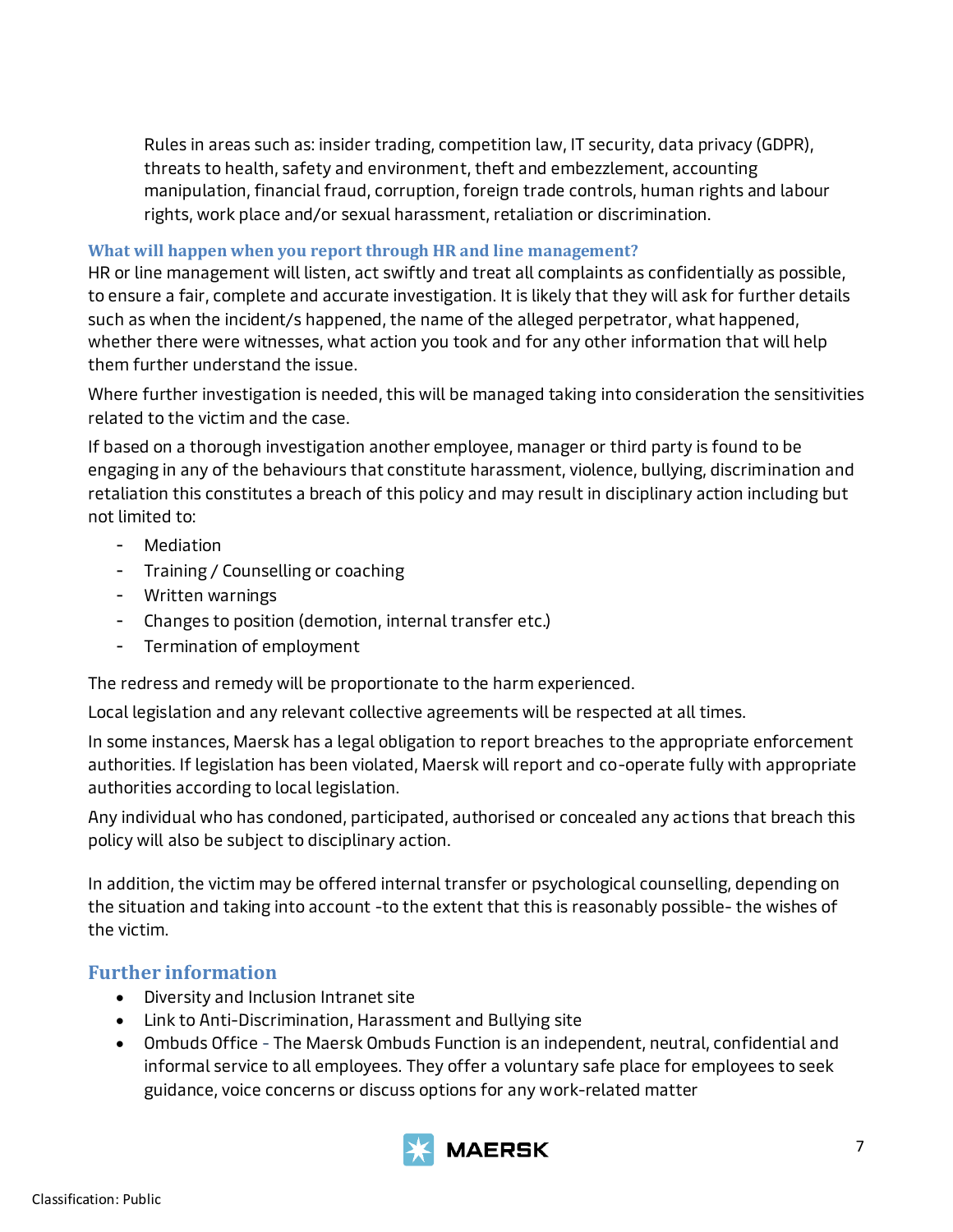Rules in areas such as: insider trading, competition law, IT security, data privacy (GDPR), threats to health, safety and environment, theft and embezzlement, accounting manipulation, financial fraud, corruption, foreign trade controls, human rights and labour rights, work place and/or sexual harassment, retaliation or discrimination.

### What will happen when you report through HR and line management?

HR or line management will listen, act swiftly and treat all complaints as confidentially as possible, to ensure a fair, complete and accurate investigation. It is likely that they will ask for further details such as when the incident/s happened, the name of the alleged perpetrator, what happened, whether there were witnesses, what action you took and for any other information that will help them further understand the issue.

Where further investigation is needed, this will be managed taking into consideration the sensitivities related to the victim and the case.

If based on a thorough investigation another employee, manager or third party is found to be engaging in any of the behaviours that constitute harassment, violence, bullying, discrimination and retaliation this constitutes a breach of this policy and may result in disciplinary action including but not limited to:

- Mediation
- Training / Counselling or coaching
- Written warnings
- Changes to position (demotion, internal transfer etc.)
- Termination of employment

The redress and remedy will be proportionate to the harm experienced.

Local legislation and any relevant collective agreements will be respected at all times.

In some instances, Maersk has a legal obligation to report breaches to the appropriate enforcement authorities. If legislation has been violated, Maersk will report and co-operate fully with appropriate authorities according to local legislation.

Any individual who has condoned, participated, authorised or concealed any actions that breach this policy will also be subject to disciplinary action.

In addition, the victim may be offered internal transfer or psychological counselling, depending on the situation and taking into account -to the extent that this is reasonably possible- the wishes of the victim.

## Further information

- Diversity and Inclusion Intranet site
- Link to Anti-Discrimination, Harassment and Bullying site
- Ombuds Office - The Maersk Ombuds Function is an independent, neutral, confidential and informal service to all employees. They offer a voluntary safe place for employees to seek guidance, voice concerns or discuss options for any work-related matter